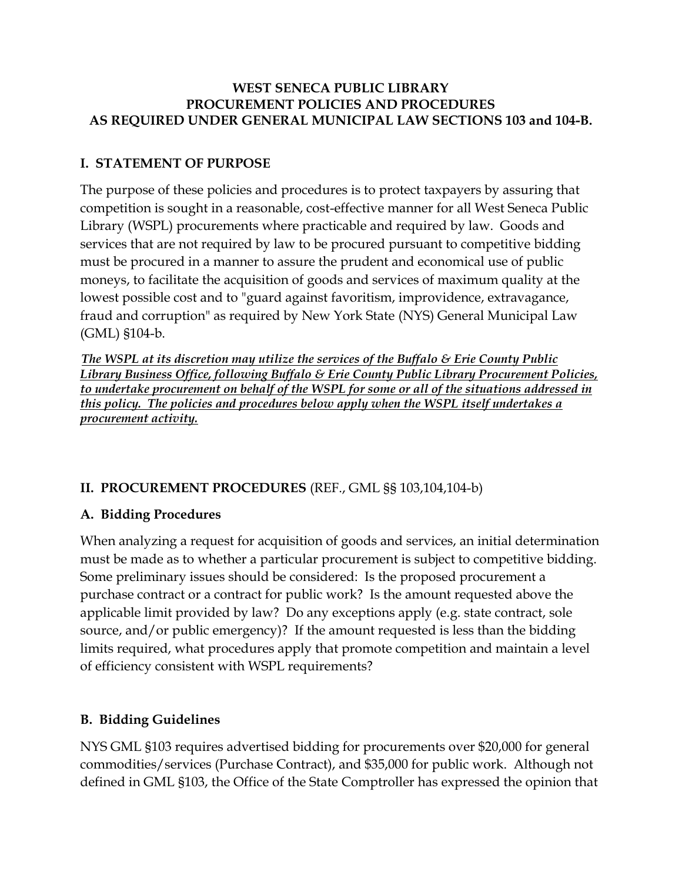**WEST SENECA PUBLIC LIBRARY**
**PROCUREMENT POLICIES AND PROCEDURES**
**AS REQUIRED UNDER GENERAL MUNICIPAL LAW SECTIONS 103 and 104-B.**

## I. STATEMENT OF PURPOSE

The purpose of these policies and procedures is to protect taxpayers by assuring that competition is sought in a reasonable, cost-effective manner for all West Seneca Public Library (WSPL) procurements where practicable and required by law. Goods and services that are not required by law to be procured pursuant to competitive bidding must be procured in a manner to assure the prudent and economical use of public moneys, to facilitate the acquisition of goods and services of maximum quality at the lowest possible cost and to "guard against favoritism, improvidence, extravagance, fraud and corruption" as required by New York State (NYS) General Municipal Law (GML) §104-b.

***The WSPL at its discretion may utilize the services of the Buffalo & Erie County Public Library Business Office, following Buffalo & Erie County Public Library Procurement Policies, to undertake procurement on behalf of the WSPL for some or all of the situations addressed in this policy. The policies and procedures below apply when the WSPL itself undertakes a procurement activity.***

## II. PROCUREMENT PROCEDURES (REF., GML §§ 103,104,104-b)

### A. Bidding Procedures

When analyzing a request for acquisition of goods and services, an initial determination must be made as to whether a particular procurement is subject to competitive bidding. Some preliminary issues should be considered: Is the proposed procurement a purchase contract or a contract for public work? Is the amount requested above the applicable limit provided by law? Do any exceptions apply (e.g. state contract, sole source, and/or public emergency)? If the amount requested is less than the bidding limits required, what procedures apply that promote competition and maintain a level of efficiency consistent with WSPL requirements?

### B. Bidding Guidelines

NYS GML §103 requires advertised bidding for procurements over $20,000 for general commodities/services (Purchase Contract), and $35,000 for public work. Although not defined in GML §103, the Office of the State Comptroller has expressed the opinion that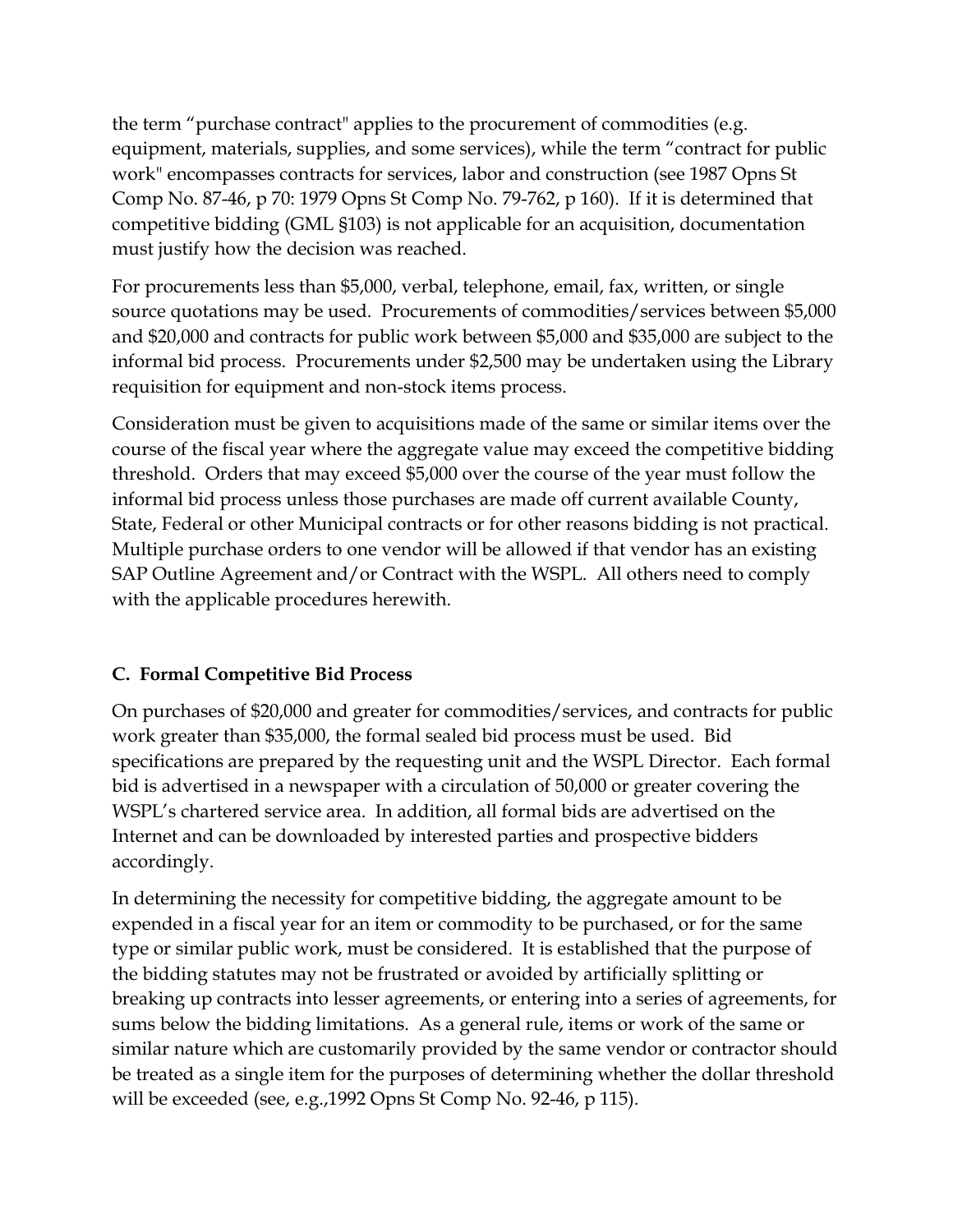the term "purchase contract" applies to the procurement of commodities (e.g. equipment, materials, supplies, and some services), while the term "contract for public work" encompasses contracts for services, labor and construction (see 1987 Opns St Comp No. 87-46, p 70: 1979 Opns St Comp No. 79-762, p 160). If it is determined that competitive bidding (GML §103) is not applicable for an acquisition, documentation must justify how the decision was reached.

For procurements less than $5,000, verbal, telephone, email, fax, written, or single source quotations may be used. Procurements of commodities/services between $5,000 and $20,000 and contracts for public work between $5,000 and $35,000 are subject to the informal bid process. Procurements under $2,500 may be undertaken using the Library requisition for equipment and non-stock items process.

Consideration must be given to acquisitions made of the same or similar items over the course of the fiscal year where the aggregate value may exceed the competitive bidding threshold. Orders that may exceed $5,000 over the course of the year must follow the informal bid process unless those purchases are made off current available County, State, Federal or other Municipal contracts or for other reasons bidding is not practical. Multiple purchase orders to one vendor will be allowed if that vendor has an existing SAP Outline Agreement and/or Contract with the WSPL. All others need to comply with the applicable procedures herewith.

### C. Formal Competitive Bid Process

On purchases of $20,000 and greater for commodities/services, and contracts for public work greater than $35,000, the formal sealed bid process must be used. Bid specifications are prepared by the requesting unit and the WSPL Director. Each formal bid is advertised in a newspaper with a circulation of 50,000 or greater covering the WSPL's chartered service area. In addition, all formal bids are advertised on the Internet and can be downloaded by interested parties and prospective bidders accordingly.

In determining the necessity for competitive bidding, the aggregate amount to be expended in a fiscal year for an item or commodity to be purchased, or for the same type or similar public work, must be considered. It is established that the purpose of the bidding statutes may not be frustrated or avoided by artificially splitting or breaking up contracts into lesser agreements, or entering into a series of agreements, for sums below the bidding limitations. As a general rule, items or work of the same or similar nature which are customarily provided by the same vendor or contractor should be treated as a single item for the purposes of determining whether the dollar threshold will be exceeded (see, e.g.,1992 Opns St Comp No. 92-46, p 115).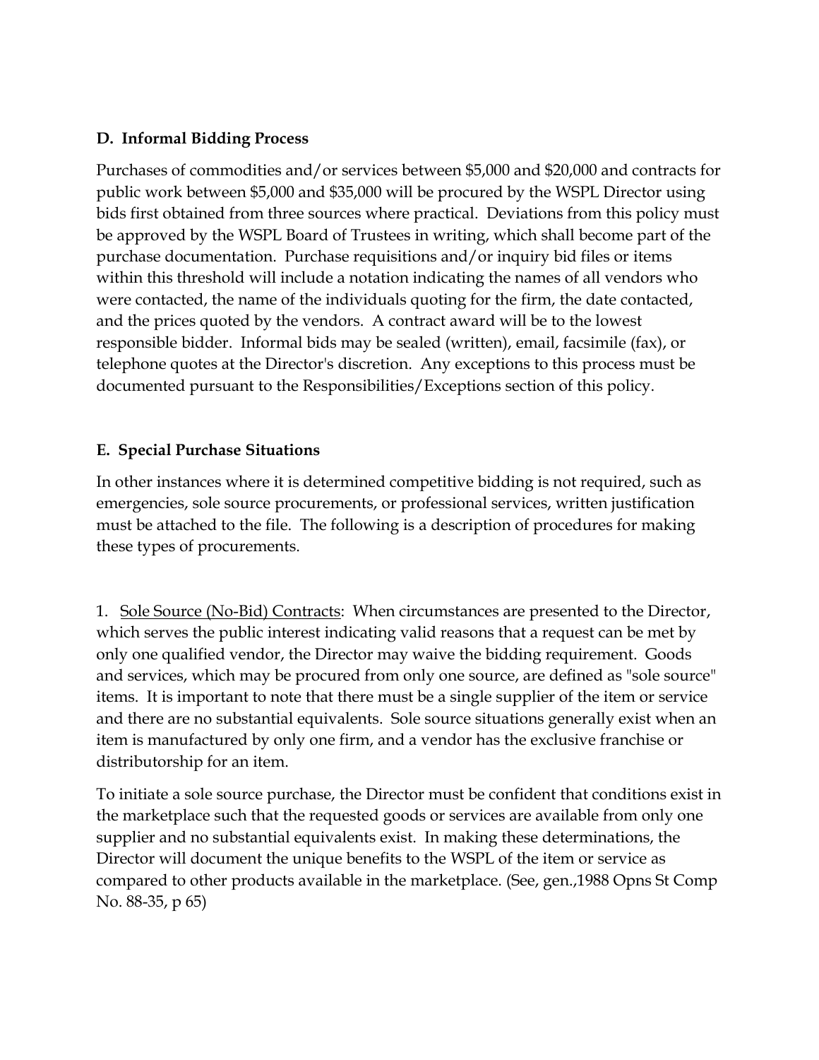**D. Informal Bidding Process**

Purchases of commodities and/or services between $5,000 and $20,000 and contracts for public work between $5,000 and $35,000 will be procured by the WSPL Director using bids first obtained from three sources where practical. Deviations from this policy must be approved by the WSPL Board of Trustees in writing, which shall become part of the purchase documentation. Purchase requisitions and/or inquiry bid files or items within this threshold will include a notation indicating the names of all vendors who were contacted, the name of the individuals quoting for the firm, the date contacted, and the prices quoted by the vendors. A contract award will be to the lowest responsible bidder. Informal bids may be sealed (written), email, facsimile (fax), or telephone quotes at the Director's discretion. Any exceptions to this process must be documented pursuant to the Responsibilities/Exceptions section of this policy.

**E. Special Purchase Situations**

In other instances where it is determined competitive bidding is not required, such as emergencies, sole source procurements, or professional services, written justification must be attached to the file. The following is a description of procedures for making these types of procurements.

1. Sole Source (No-Bid) Contracts: When circumstances are presented to the Director, which serves the public interest indicating valid reasons that a request can be met by only one qualified vendor, the Director may waive the bidding requirement. Goods and services, which may be procured from only one source, are defined as "sole source" items. It is important to note that there must be a single supplier of the item or service and there are no substantial equivalents. Sole source situations generally exist when an item is manufactured by only one firm, and a vendor has the exclusive franchise or distributorship for an item.

To initiate a sole source purchase, the Director must be confident that conditions exist in the marketplace such that the requested goods or services are available from only one supplier and no substantial equivalents exist. In making these determinations, the Director will document the unique benefits to the WSPL of the item or service as compared to other products available in the marketplace. (See, gen.,1988 Opns St Comp No. 88-35, p 65)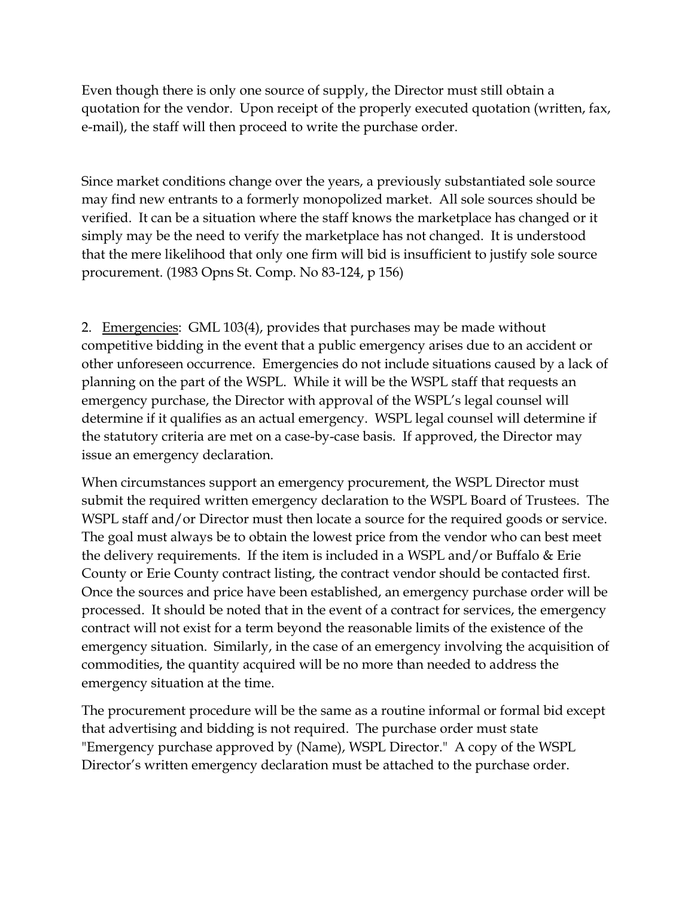Even though there is only one source of supply, the Director must still obtain a quotation for the vendor. Upon receipt of the properly executed quotation (written, fax, e-mail), the staff will then proceed to write the purchase order.

Since market conditions change over the years, a previously substantiated sole source may find new entrants to a formerly monopolized market. All sole sources should be verified. It can be a situation where the staff knows the marketplace has changed or it simply may be the need to verify the marketplace has not changed. It is understood that the mere likelihood that only one firm will bid is insufficient to justify sole source procurement. (1983 Opns St. Comp. No 83-124, p 156)

2. <u>Emergencies</u>: GML 103(4), provides that purchases may be made without competitive bidding in the event that a public emergency arises due to an accident or other unforeseen occurrence. Emergencies do not include situations caused by a lack of planning on the part of the WSPL. While it will be the WSPL staff that requests an emergency purchase, the Director with approval of the WSPL's legal counsel will determine if it qualifies as an actual emergency. WSPL legal counsel will determine if the statutory criteria are met on a case-by-case basis. If approved, the Director may issue an emergency declaration.

When circumstances support an emergency procurement, the WSPL Director must submit the required written emergency declaration to the WSPL Board of Trustees. The WSPL staff and/or Director must then locate a source for the required goods or service. The goal must always be to obtain the lowest price from the vendor who can best meet the delivery requirements. If the item is included in a WSPL and/or Buffalo & Erie County or Erie County contract listing, the contract vendor should be contacted first. Once the sources and price have been established, an emergency purchase order will be processed. It should be noted that in the event of a contract for services, the emergency contract will not exist for a term beyond the reasonable limits of the existence of the emergency situation. Similarly, in the case of an emergency involving the acquisition of commodities, the quantity acquired will be no more than needed to address the emergency situation at the time.

The procurement procedure will be the same as a routine informal or formal bid except that advertising and bidding is not required. The purchase order must state "Emergency purchase approved by (Name), WSPL Director." A copy of the WSPL Director's written emergency declaration must be attached to the purchase order.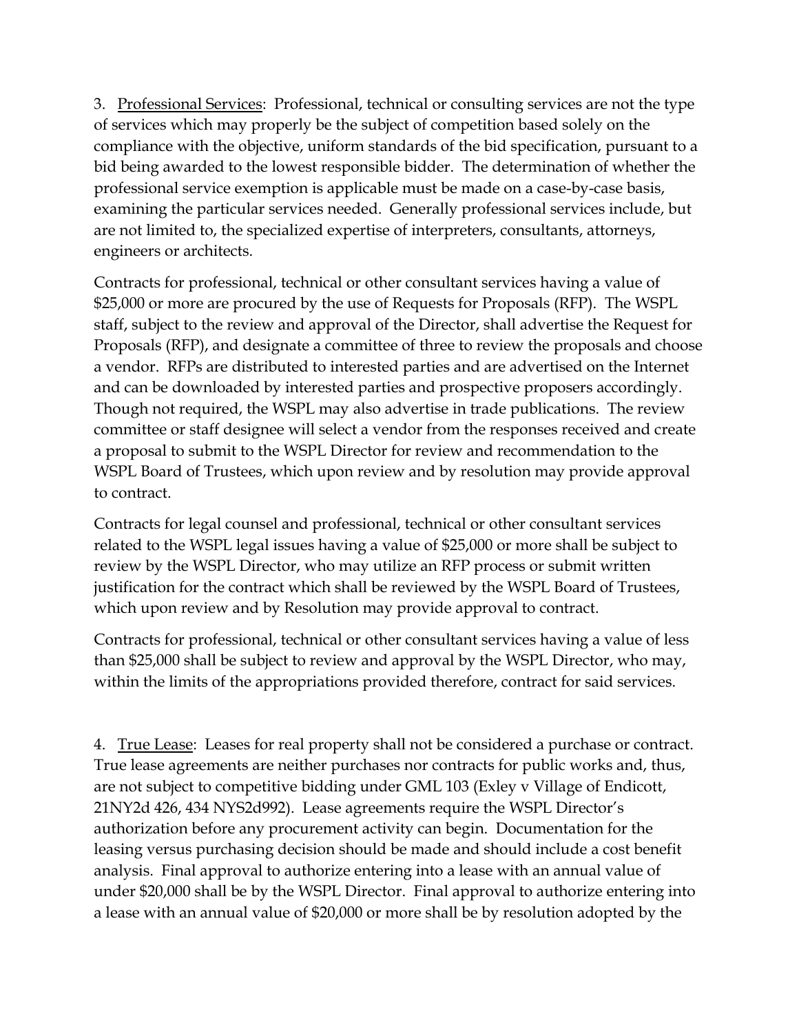3. Professional Services: Professional, technical or consulting services are not the type of services which may properly be the subject of competition based solely on the compliance with the objective, uniform standards of the bid specification, pursuant to a bid being awarded to the lowest responsible bidder. The determination of whether the professional service exemption is applicable must be made on a case-by-case basis, examining the particular services needed. Generally professional services include, but are not limited to, the specialized expertise of interpreters, consultants, attorneys, engineers or architects.

Contracts for professional, technical or other consultant services having a value of $25,000 or more are procured by the use of Requests for Proposals (RFP). The WSPL staff, subject to the review and approval of the Director, shall advertise the Request for Proposals (RFP), and designate a committee of three to review the proposals and choose a vendor. RFPs are distributed to interested parties and are advertised on the Internet and can be downloaded by interested parties and prospective proposers accordingly. Though not required, the WSPL may also advertise in trade publications. The review committee or staff designee will select a vendor from the responses received and create a proposal to submit to the WSPL Director for review and recommendation to the WSPL Board of Trustees, which upon review and by resolution may provide approval to contract.

Contracts for legal counsel and professional, technical or other consultant services related to the WSPL legal issues having a value of $25,000 or more shall be subject to review by the WSPL Director, who may utilize an RFP process or submit written justification for the contract which shall be reviewed by the WSPL Board of Trustees, which upon review and by Resolution may provide approval to contract.

Contracts for professional, technical or other consultant services having a value of less than $25,000 shall be subject to review and approval by the WSPL Director, who may, within the limits of the appropriations provided therefore, contract for said services.

4. True Lease: Leases for real property shall not be considered a purchase or contract. True lease agreements are neither purchases nor contracts for public works and, thus, are not subject to competitive bidding under GML 103 (Exley v Village of Endicott, 21NY2d 426, 434 NYS2d992). Lease agreements require the WSPL Director's authorization before any procurement activity can begin. Documentation for the leasing versus purchasing decision should be made and should include a cost benefit analysis. Final approval to authorize entering into a lease with an annual value of under $20,000 shall be by the WSPL Director. Final approval to authorize entering into a lease with an annual value of $20,000 or more shall be by resolution adopted by the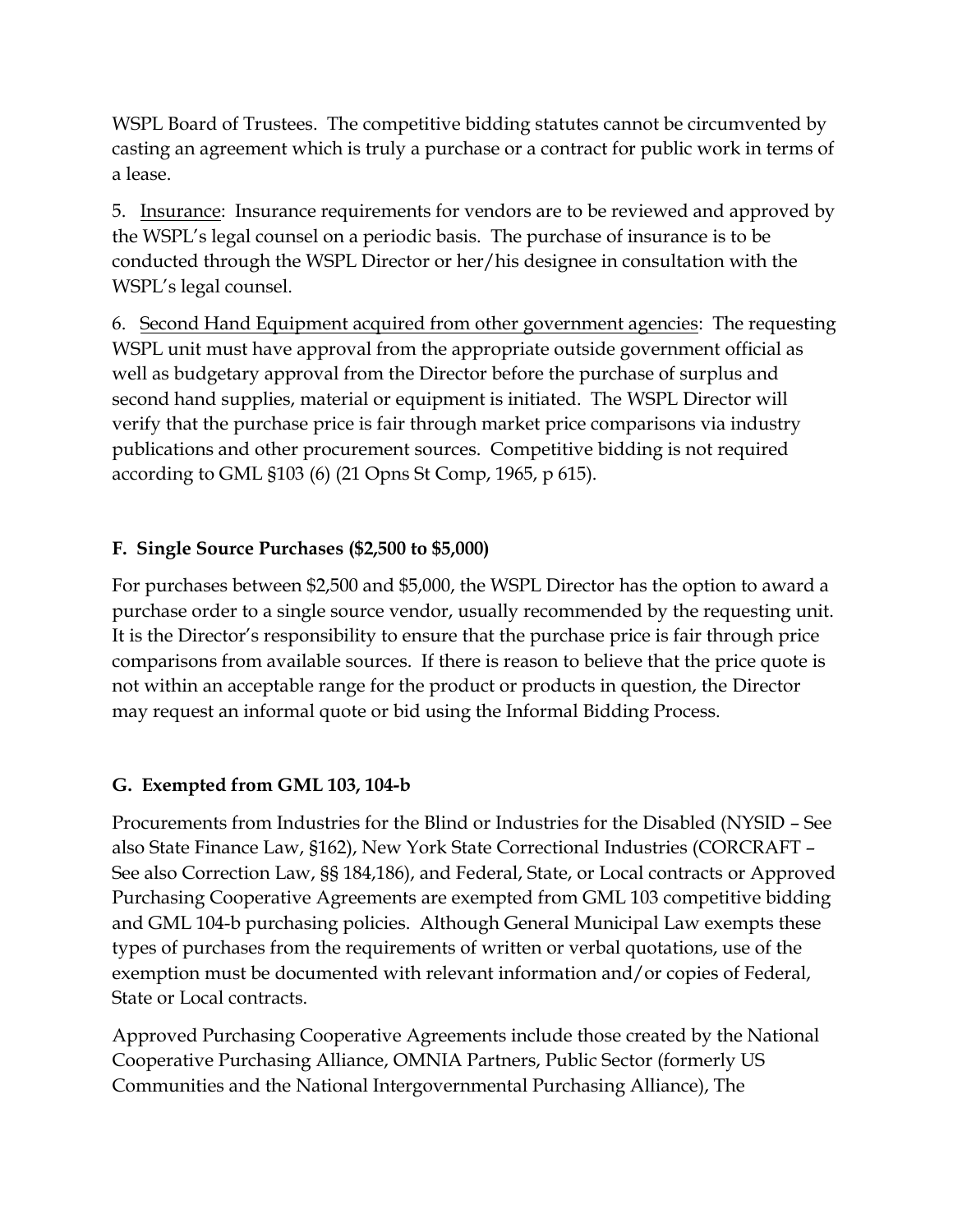WSPL Board of Trustees. The competitive bidding statutes cannot be circumvented by casting an agreement which is truly a purchase or a contract for public work in terms of a lease.

5. Insurance: Insurance requirements for vendors are to be reviewed and approved by the WSPL's legal counsel on a periodic basis. The purchase of insurance is to be conducted through the WSPL Director or her/his designee in consultation with the WSPL's legal counsel.

6. Second Hand Equipment acquired from other government agencies: The requesting WSPL unit must have approval from the appropriate outside government official as well as budgetary approval from the Director before the purchase of surplus and second hand supplies, material or equipment is initiated. The WSPL Director will verify that the purchase price is fair through market price comparisons via industry publications and other procurement sources. Competitive bidding is not required according to GML §103 (6) (21 Opns St Comp, 1965, p 615).

**F. Single Source Purchases ($2,500 to $5,000)**

For purchases between $2,500 and $5,000, the WSPL Director has the option to award a purchase order to a single source vendor, usually recommended by the requesting unit. It is the Director's responsibility to ensure that the purchase price is fair through price comparisons from available sources. If there is reason to believe that the price quote is not within an acceptable range for the product or products in question, the Director may request an informal quote or bid using the Informal Bidding Process.

**G. Exempted from GML 103, 104-b**

Procurements from Industries for the Blind or Industries for the Disabled (NYSID – See also State Finance Law, §162), New York State Correctional Industries (CORCRAFT – See also Correction Law, §§ 184,186), and Federal, State, or Local contracts or Approved Purchasing Cooperative Agreements are exempted from GML 103 competitive bidding and GML 104-b purchasing policies. Although General Municipal Law exempts these types of purchases from the requirements of written or verbal quotations, use of the exemption must be documented with relevant information and/or copies of Federal, State or Local contracts.

Approved Purchasing Cooperative Agreements include those created by the National Cooperative Purchasing Alliance, OMNIA Partners, Public Sector (formerly US Communities and the National Intergovernmental Purchasing Alliance), The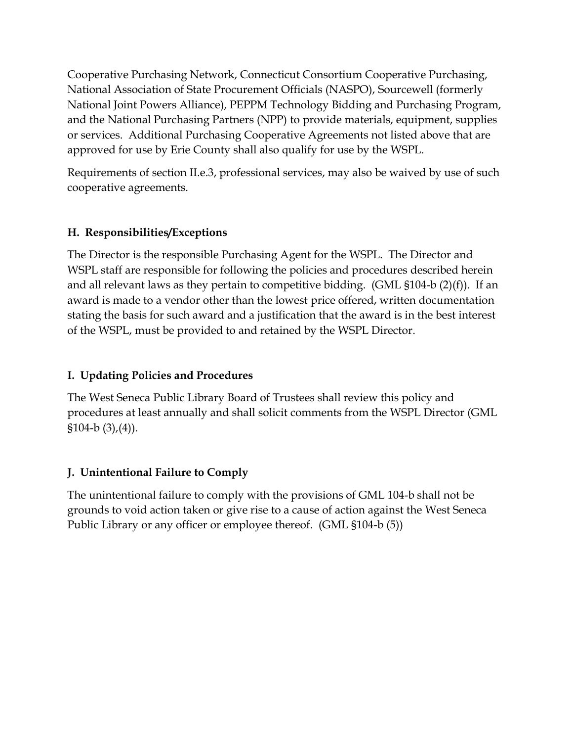Cooperative Purchasing Network, Connecticut Consortium Cooperative Purchasing, National Association of State Procurement Officials (NASPO), Sourcewell (formerly National Joint Powers Alliance), PEPPM Technology Bidding and Purchasing Program, and the National Purchasing Partners (NPP) to provide materials, equipment, supplies or services. Additional Purchasing Cooperative Agreements not listed above that are approved for use by Erie County shall also qualify for use by the WSPL.

Requirements of section II.e.3, professional services, may also be waived by use of such cooperative agreements.

### H. Responsibilities/Exceptions

The Director is the responsible Purchasing Agent for the WSPL. The Director and WSPL staff are responsible for following the policies and procedures described herein and all relevant laws as they pertain to competitive bidding. (GML §104-b (2)(f)). If an award is made to a vendor other than the lowest price offered, written documentation stating the basis for such award and a justification that the award is in the best interest of the WSPL, must be provided to and retained by the WSPL Director.

### I. Updating Policies and Procedures

The West Seneca Public Library Board of Trustees shall review this policy and procedures at least annually and shall solicit comments from the WSPL Director (GML §104-b (3),(4)).

### J. Unintentional Failure to Comply

The unintentional failure to comply with the provisions of GML 104-b shall not be grounds to void action taken or give rise to a cause of action against the West Seneca Public Library or any officer or employee thereof. (GML §104-b (5))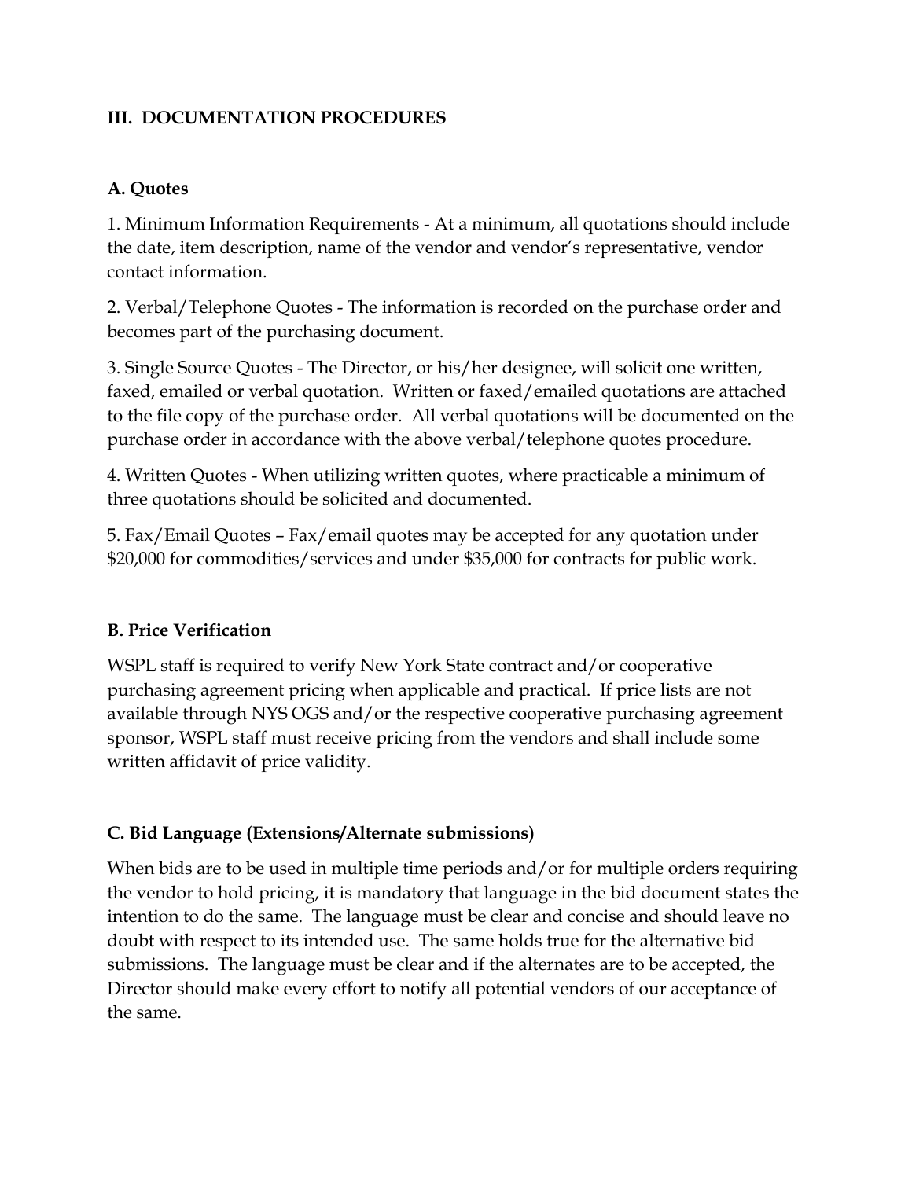## III. DOCUMENTATION PROCEDURES

### A. Quotes

1. Minimum Information Requirements - At a minimum, all quotations should include the date, item description, name of the vendor and vendor's representative, vendor contact information.

2. Verbal/Telephone Quotes - The information is recorded on the purchase order and becomes part of the purchasing document.

3. Single Source Quotes - The Director, or his/her designee, will solicit one written, faxed, emailed or verbal quotation. Written or faxed/emailed quotations are attached to the file copy of the purchase order. All verbal quotations will be documented on the purchase order in accordance with the above verbal/telephone quotes procedure.

4. Written Quotes - When utilizing written quotes, where practicable a minimum of three quotations should be solicited and documented.

5. Fax/Email Quotes – Fax/email quotes may be accepted for any quotation under $20,000 for commodities/services and under $35,000 for contracts for public work.

### B. Price Verification

WSPL staff is required to verify New York State contract and/or cooperative purchasing agreement pricing when applicable and practical. If price lists are not available through NYS OGS and/or the respective cooperative purchasing agreement sponsor, WSPL staff must receive pricing from the vendors and shall include some written affidavit of price validity.

### C. Bid Language (Extensions/Alternate submissions)

When bids are to be used in multiple time periods and/or for multiple orders requiring the vendor to hold pricing, it is mandatory that language in the bid document states the intention to do the same. The language must be clear and concise and should leave no doubt with respect to its intended use. The same holds true for the alternative bid submissions. The language must be clear and if the alternates are to be accepted, the Director should make every effort to notify all potential vendors of our acceptance of the same.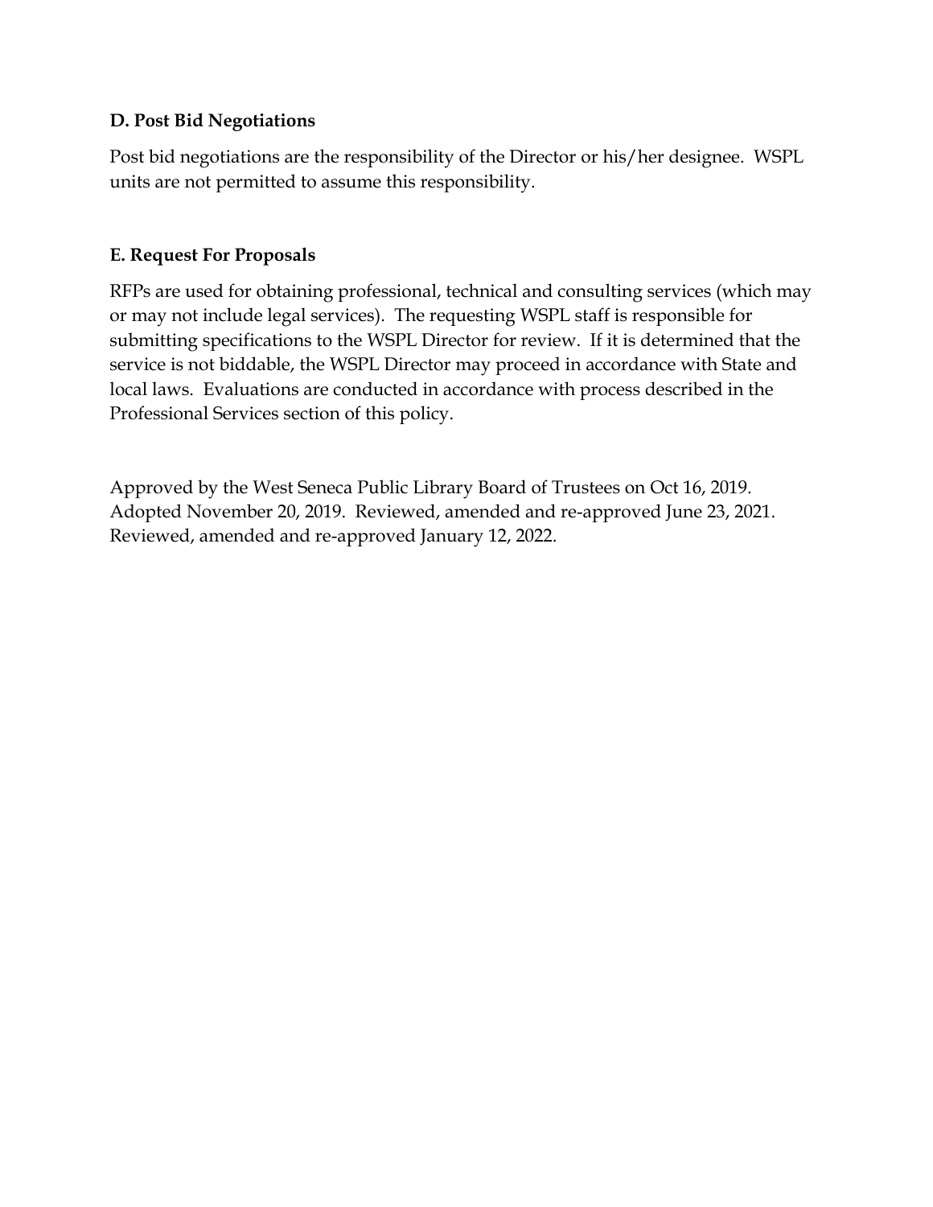**D. Post Bid Negotiations**

Post bid negotiations are the responsibility of the Director or his/her designee. WSPL units are not permitted to assume this responsibility.

**E. Request For Proposals**

RFPs are used for obtaining professional, technical and consulting services (which may or may not include legal services). The requesting WSPL staff is responsible for submitting specifications to the WSPL Director for review. If it is determined that the service is not biddable, the WSPL Director may proceed in accordance with State and local laws. Evaluations are conducted in accordance with process described in the Professional Services section of this policy.

Approved by the West Seneca Public Library Board of Trustees on Oct 16, 2019. Adopted November 20, 2019. Reviewed, amended and re-approved June 23, 2021. Reviewed, amended and re-approved January 12, 2022.